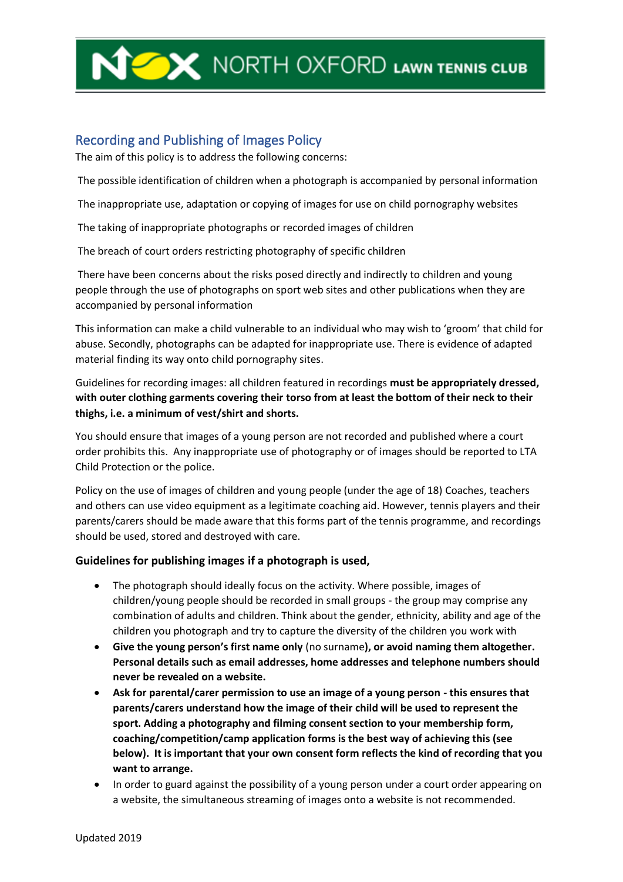# NORTH OXFORD LAWN TENNIS CLUB

## Recording and Publishing of Images Policy

The aim of this policy is to address the following concerns:

The possible identification of children when a photograph is accompanied by personal information

The inappropriate use, adaptation or copying of images for use on child pornography websites

The taking of inappropriate photographs or recorded images of children

The breach of court orders restricting photography of specific children

There have been concerns about the risks posed directly and indirectly to children and young people through the use of photographs on sport web sites and other publications when they are accompanied by personal information

This information can make a child vulnerable to an individual who may wish to 'groom' that child for abuse. Secondly, photographs can be adapted for inappropriate use. There is evidence of adapted material finding its way onto child pornography sites.

Guidelines for recording images: all children featured in recordings **must be appropriately dressed, with outer clothing garments covering their torso from at least the bottom of their neck to their thighs, i.e. a minimum of vest/shirt and shorts.**

You should ensure that images of a young person are not recorded and published where a court order prohibits this. Any inappropriate use of photography or of images should be reported to LTA Child Protection or the police.

Policy on the use of images of children and young people (under the age of 18) Coaches, teachers and others can use video equipment as a legitimate coaching aid. However, tennis players and their parents/carers should be made aware that this forms part of the tennis programme, and recordings should be used, stored and destroyed with care.

### Guidelines for publishing images if a photograph is used,

- The photograph should ideally focus on the activity. Where possible, images of children/young people should be recorded in small groups - the group may comprise any combination of adults and children. Think about the gender, ethnicity, ability and age of the children you photograph and try to capture the diversity of the children you work with
- **Give the young person's first name only** (no surname**), or avoid naming them altogether. Personal details such as email addresses, home addresses and telephone numbers should never be revealed on a website.**
- **Ask for parental/carer permission to use an image of a young person - this ensures that parents/carers understand how the image of their child will be used to represent the sport. Adding a photography and filming consent section to your membership form, coaching/competition/camp application forms is the best way of achieving this (see below). It is important that your own consent form reflects the kind of recording that you want to arrange.**
- In order to guard against the possibility of a young person under a court order appearing on a website, the simultaneous streaming of images onto a website is not recommended.

Updated 2019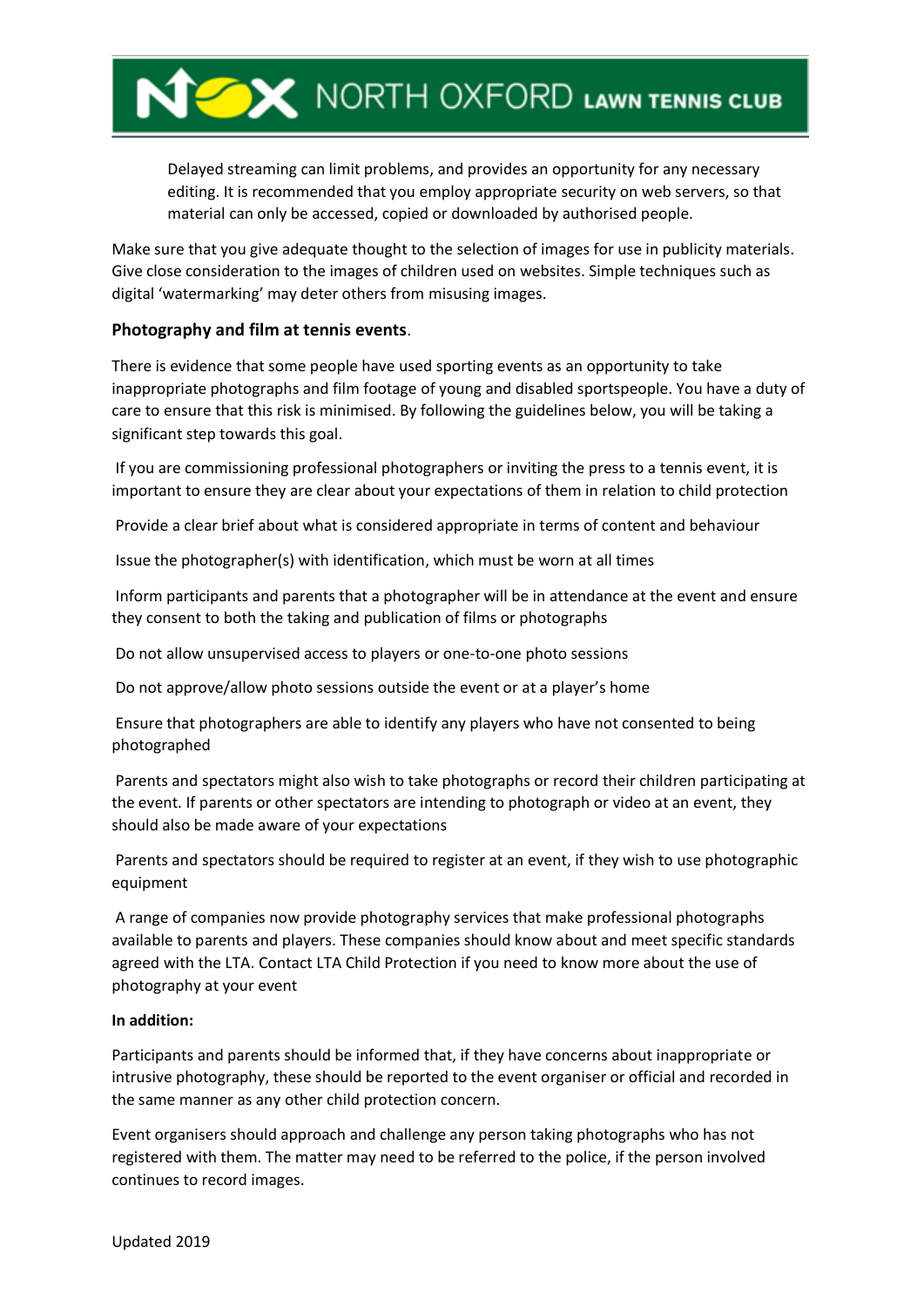Delayed streaming can limit problems, and provides an opportunity for any necessary editing. It is recommended that you employ appropriate security on web servers, so that material can only be accessed, copied or downloaded by authorised people.

Make sure that you give adequate thought to the selection of images for use in publicity materials. Give close consideration to the images of children used on websites. Simple techniques such as digital 'watermarking' may deter others from misusing images.

**Photography and film at tennis events**.

There is evidence that some people have used sporting events as an opportunity to take inappropriate photographs and film footage of young and disabled sportspeople. You have a duty of care to ensure that this risk is minimised. By following the guidelines below, you will be taking a significant step towards this goal.

If you are commissioning professional photographers or inviting the press to a tennis event, it is important to ensure they are clear about your expectations of them in relation to child protection

Provide a clear brief about what is considered appropriate in terms of content and behaviour

Issue the photographer(s) with identification, which must be worn at all times

Inform participants and parents that a photographer will be in attendance at the event and ensure they consent to both the taking and publication of films or photographs

Do not allow unsupervised access to players or one-to-one photo sessions

Do not approve/allow photo sessions outside the event or at a player's home

Ensure that photographers are able to identify any players who have not consented to being photographed

Parents and spectators might also wish to take photographs or record their children participating at the event. If parents or other spectators are intending to photograph or video at an event, they should also be made aware of your expectations

Parents and spectators should be required to register at an event, if they wish to use photographic equipment

A range of companies now provide photography services that make professional photographs available to parents and players. These companies should know about and meet specific standards agreed with the LTA. Contact LTA Child Protection if you need to know more about the use of photography at your event

**In addition:**

Participants and parents should be informed that, if they have concerns about inappropriate or intrusive photography, these should be reported to the event organiser or official and recorded in the same manner as any other child protection concern.

Event organisers should approach and challenge any person taking photographs who has not registered with them. The matter may need to be referred to the police, if the person involved continues to record images.

Updated 2019